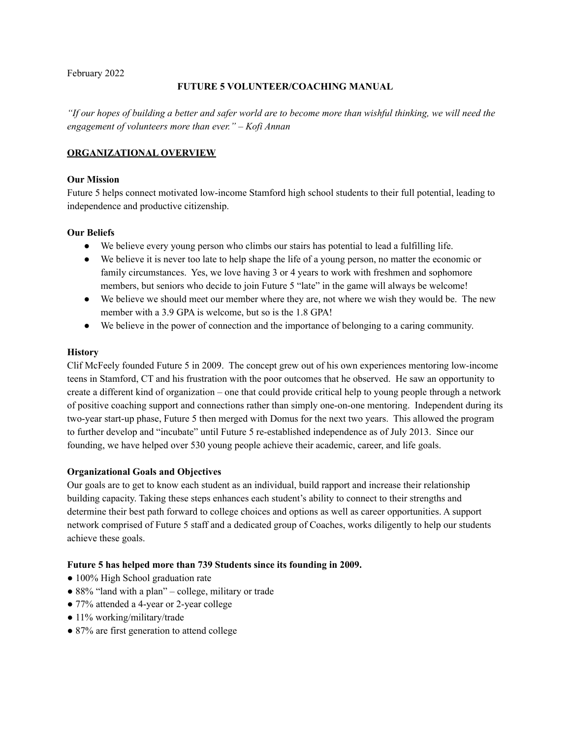February 2022

# FUTURE 5 VOLUNTEER/COACHING MANUAL

*"If our hopes of building a better and safer world are to become more than wishful thinking, we will need the engagement of volunteers more than ever." – Kofi Annan*

## ORGANIZATIONAL OVERVIEW

### Our Mission

Future 5 helps connect motivated low-income Stamford high school students to their full potential, leading to independence and productive citizenship.

### Our Beliefs

- We believe every young person who climbs our stairs has potential to lead a fulfilling life.
- We believe it is never too late to help shape the life of a young person, no matter the economic or family circumstances. Yes, we love having 3 or 4 years to work with freshmen and sophomore members, but seniors who decide to join Future 5 "late" in the game will always be welcome!
- We believe we should meet our member where they are, not where we wish they would be. The new member with a 3.9 GPA is welcome, but so is the 1.8 GPA!
- We believe in the power of connection and the importance of belonging to a caring community.

### History

Clif McFeely founded Future 5 in 2009. The concept grew out of his own experiences mentoring low-income teens in Stamford, CT and his frustration with the poor outcomes that he observed. He saw an opportunity to create a different kind of organization – one that could provide critical help to young people through a network of positive coaching support and connections rather than simply one-on-one mentoring. Independent during its two-year start-up phase, Future 5 then merged with Domus for the next two years. This allowed the program to further develop and "incubate" until Future 5 re-established independence as of July 2013. Since our founding, we have helped over 530 young people achieve their academic, career, and life goals.

### Organizational Goals and Objectives

Our goals are to get to know each student as an individual, build rapport and increase their relationship building capacity. Taking these steps enhances each student's ability to connect to their strengths and determine their best path forward to college choices and options as well as career opportunities. A support network comprised of Future 5 staff and a dedicated group of Coaches, works diligently to help our students achieve these goals.

### Future 5 has helped more than 739 Students since its founding in 2009.

- 100% High School graduation rate
- 88% "land with a plan" – college, military or trade
- 77% attended a 4-year or 2-year college
- 11% working/military/trade
- 87% are first generation to attend college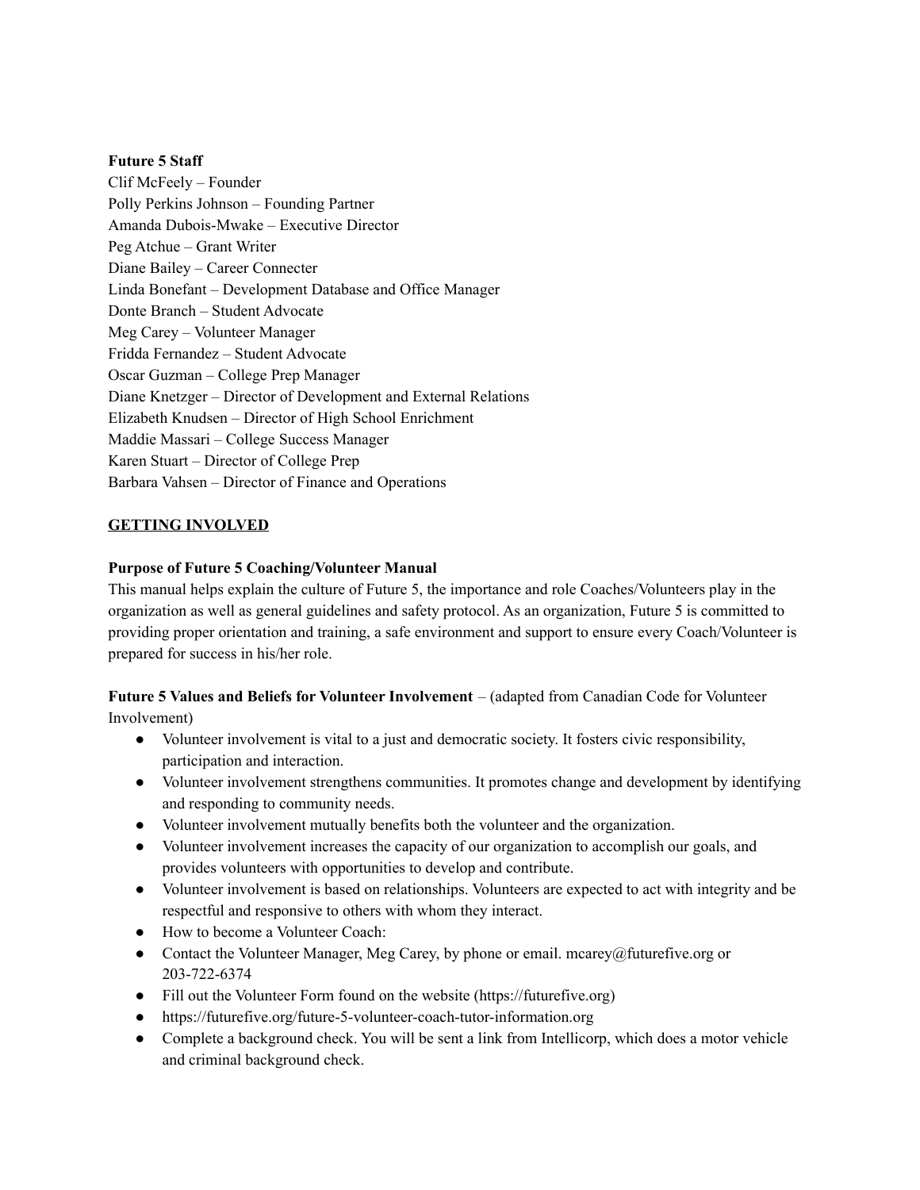**Future 5 Staff**

Clif McFeely – Founder
Polly Perkins Johnson – Founding Partner
Amanda Dubois-Mwake – Executive Director
Peg Atchue – Grant Writer
Diane Bailey – Career Connecter
Linda Bonefant – Development Database and Office Manager
Donte Branch – Student Advocate
Meg Carey – Volunteer Manager
Fridda Fernandez – Student Advocate
Oscar Guzman – College Prep Manager
Diane Knetzger – Director of Development and External Relations
Elizabeth Knudsen – Director of High School Enrichment
Maddie Massari – College Success Manager
Karen Stuart – Director of College Prep
Barbara Vahsen – Director of Finance and Operations

## GETTING INVOLVED

**Purpose of Future 5 Coaching/Volunteer Manual**

This manual helps explain the culture of Future 5, the importance and role Coaches/Volunteers play in the organization as well as general guidelines and safety protocol. As an organization, Future 5 is committed to providing proper orientation and training, a safe environment and support to ensure every Coach/Volunteer is prepared for success in his/her role.

**Future 5 Values and Beliefs for Volunteer Involvement** – (adapted from Canadian Code for Volunteer Involvement)

- Volunteer involvement is vital to a just and democratic society. It fosters civic responsibility, participation and interaction.
- Volunteer involvement strengthens communities. It promotes change and development by identifying and responding to community needs.
- Volunteer involvement mutually benefits both the volunteer and the organization.
- Volunteer involvement increases the capacity of our organization to accomplish our goals, and provides volunteers with opportunities to develop and contribute.
- Volunteer involvement is based on relationships. Volunteers are expected to act with integrity and be respectful and responsive to others with whom they interact.
- How to become a Volunteer Coach:
- Contact the Volunteer Manager, Meg Carey, by phone or email. mcarey@futurefive.org or 203-722-6374
- Fill out the Volunteer Form found on the website (https://futurefive.org)
- https://futurefive.org/future-5-volunteer-coach-tutor-information.org
- Complete a background check. You will be sent a link from Intellicorp, which does a motor vehicle and criminal background check.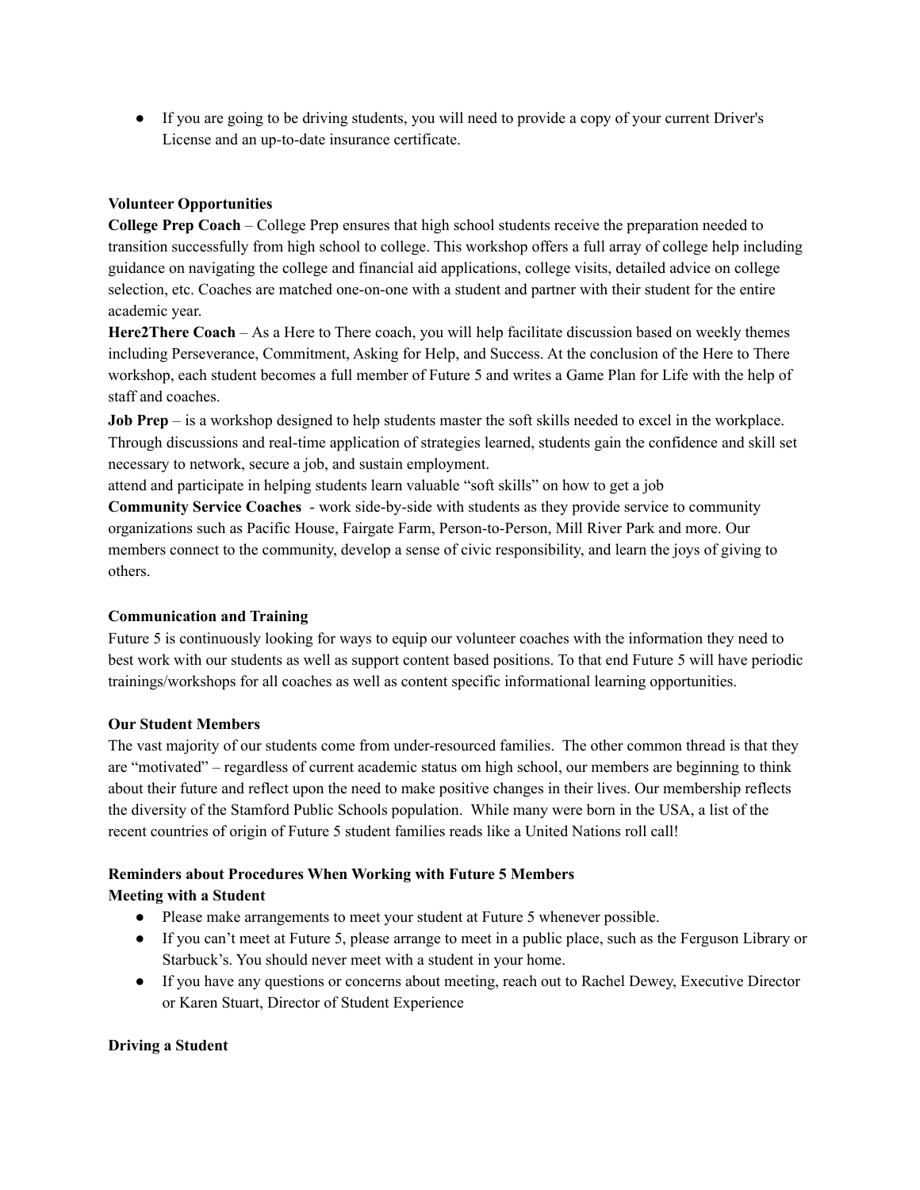- If you are going to be driving students, you will need to provide a copy of your current Driver's License and an up-to-date insurance certificate.

**Volunteer Opportunities**

**College Prep Coach** – College Prep ensures that high school students receive the preparation needed to transition successfully from high school to college. This workshop offers a full array of college help including guidance on navigating the college and financial aid applications, college visits, detailed advice on college selection, etc. Coaches are matched one-on-one with a student and partner with their student for the entire academic year.

**Here2There Coach** – As a Here to There coach, you will help facilitate discussion based on weekly themes including Perseverance, Commitment, Asking for Help, and Success. At the conclusion of the Here to There workshop, each student becomes a full member of Future 5 and writes a Game Plan for Life with the help of staff and coaches.

**Job Prep** – is a workshop designed to help students master the soft skills needed to excel in the workplace. Through discussions and real-time application of strategies learned, students gain the confidence and skill set necessary to network, secure a job, and sustain employment.

attend and participate in helping students learn valuable "soft skills" on how to get a job

**Community Service Coaches** - work side-by-side with students as they provide service to community organizations such as Pacific House, Fairgate Farm, Person-to-Person, Mill River Park and more. Our members connect to the community, develop a sense of civic responsibility, and learn the joys of giving to others.

**Communication and Training**

Future 5 is continuously looking for ways to equip our volunteer coaches with the information they need to best work with our students as well as support content based positions. To that end Future 5 will have periodic trainings/workshops for all coaches as well as content specific informational learning opportunities.

**Our Student Members**

The vast majority of our students come from under-resourced families. The other common thread is that they are "motivated" – regardless of current academic status om high school, our members are beginning to think about their future and reflect upon the need to make positive changes in their lives. Our membership reflects the diversity of the Stamford Public Schools population. While many were born in the USA, a list of the recent countries of origin of Future 5 student families reads like a United Nations roll call!

**Reminders about Procedures When Working with Future 5 Members**

**Meeting with a Student**

- Please make arrangements to meet your student at Future 5 whenever possible.
- If you can't meet at Future 5, please arrange to meet in a public place, such as the Ferguson Library or Starbuck's. You should never meet with a student in your home.
- If you have any questions or concerns about meeting, reach out to Rachel Dewey, Executive Director or Karen Stuart, Director of Student Experience

**Driving a Student**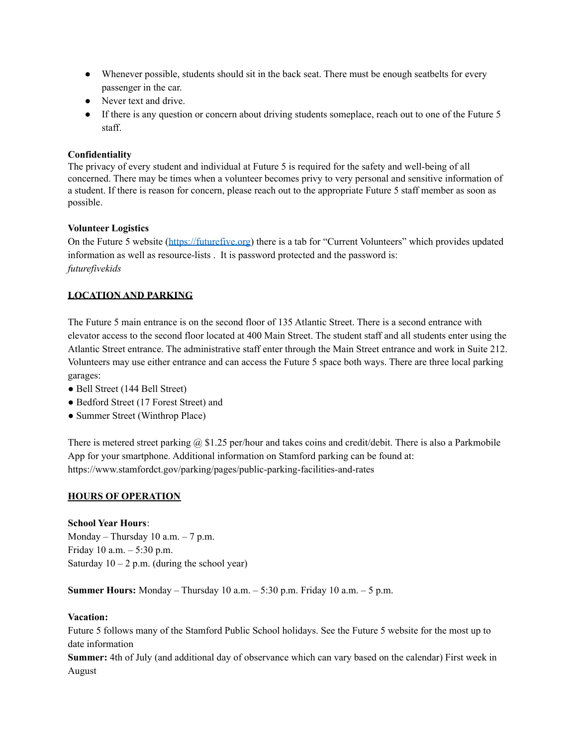- Whenever possible, students should sit in the back seat. There must be enough seatbelts for every passenger in the car.
- Never text and drive.
- If there is any question or concern about driving students someplace, reach out to one of the Future 5 staff.

**Confidentiality**
The privacy of every student and individual at Future 5 is required for the safety and well-being of all concerned. There may be times when a volunteer becomes privy to very personal and sensitive information of a student. If there is reason for concern, please reach out to the appropriate Future 5 staff member as soon as possible.

**Volunteer Logistics**
On the Future 5 website ([https://futurefive.org](https://futurefive.org)) there is a tab for "Current Volunteers" which provides updated information as well as resource-lists . It is password protected and the password is:
*futurefivekids*

## LOCATION AND PARKING

The Future 5 main entrance is on the second floor of 135 Atlantic Street. There is a second entrance with elevator access to the second floor located at 400 Main Street. The student staff and all students enter using the Atlantic Street entrance. The administrative staff enter through the Main Street entrance and work in Suite 212. Volunteers may use either entrance and can access the Future 5 space both ways. There are three local parking garages:

- Bell Street (144 Bell Street)
- Bedford Street (17 Forest Street) and
- Summer Street (Winthrop Place)

There is metered street parking @ $1.25 per/hour and takes coins and credit/debit. There is also a Parkmobile App for your smartphone. Additional information on Stamford parking can be found at: https://www.stamfordct.gov/parking/pages/public-parking-facilities-and-rates

## HOURS OF OPERATION

**School Year Hours**:
Monday – Thursday 10 a.m. – 7 p.m.
Friday 10 a.m. – 5:30 p.m.
Saturday 10 – 2 p.m. (during the school year)

**Summer Hours:** Monday – Thursday 10 a.m. – 5:30 p.m. Friday 10 a.m. – 5 p.m.

**Vacation:**
Future 5 follows many of the Stamford Public School holidays. See the Future 5 website for the most up to date information
**Summer:** 4th of July (and additional day of observance which can vary based on the calendar) First week in August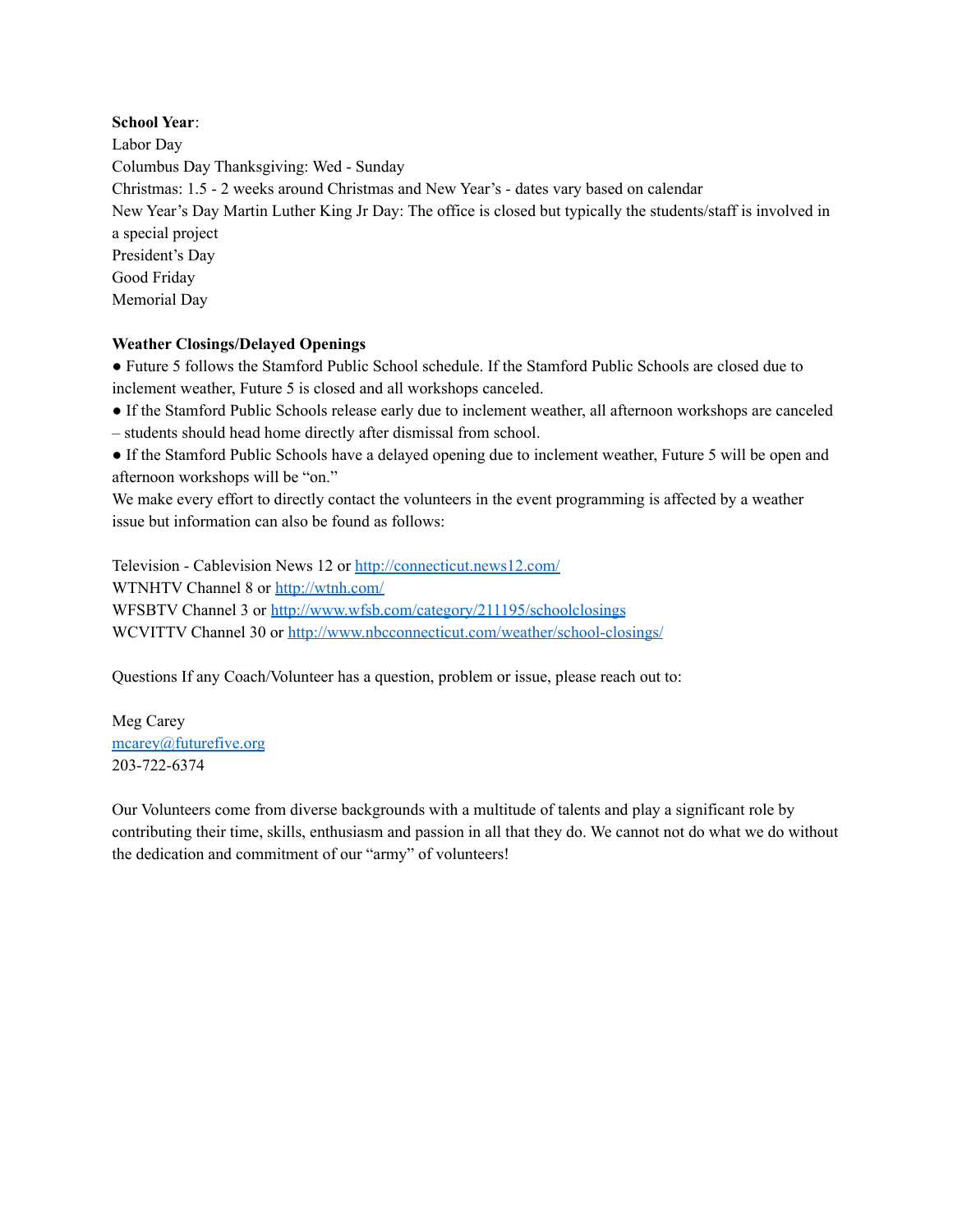**School Year**:
Labor Day
Columbus Day Thanksgiving: Wed - Sunday
Christmas: 1.5 - 2 weeks around Christmas and New Year's - dates vary based on calendar
New Year's Day Martin Luther King Jr Day: The office is closed but typically the students/staff is involved in a special project
President's Day
Good Friday
Memorial Day

**Weather Closings/Delayed Openings**

- Future 5 follows the Stamford Public School schedule. If the Stamford Public Schools are closed due to inclement weather, Future 5 is closed and all workshops canceled.
- If the Stamford Public Schools release early due to inclement weather, all afternoon workshops are canceled – students should head home directly after dismissal from school.
- If the Stamford Public Schools have a delayed opening due to inclement weather, Future 5 will be open and afternoon workshops will be "on."

We make every effort to directly contact the volunteers in the event programming is affected by a weather issue but information can also be found as follows:

Television - Cablevision News 12 or http://connecticut.news12.com/
WTNHTV Channel 8 or http://wtnh.com/
WFSBTV Channel 3 or http://www.wfsb.com/category/211195/schoolclosings
WCVITTV Channel 30 or http://www.nbcconnecticut.com/weather/school-closings/

Questions If any Coach/Volunteer has a question, problem or issue, please reach out to:

Meg Carey
mcarey@futurefive.org
203-722-6374

Our Volunteers come from diverse backgrounds with a multitude of talents and play a significant role by contributing their time, skills, enthusiasm and passion in all that they do. We cannot not do what we do without the dedication and commitment of our "army" of volunteers!